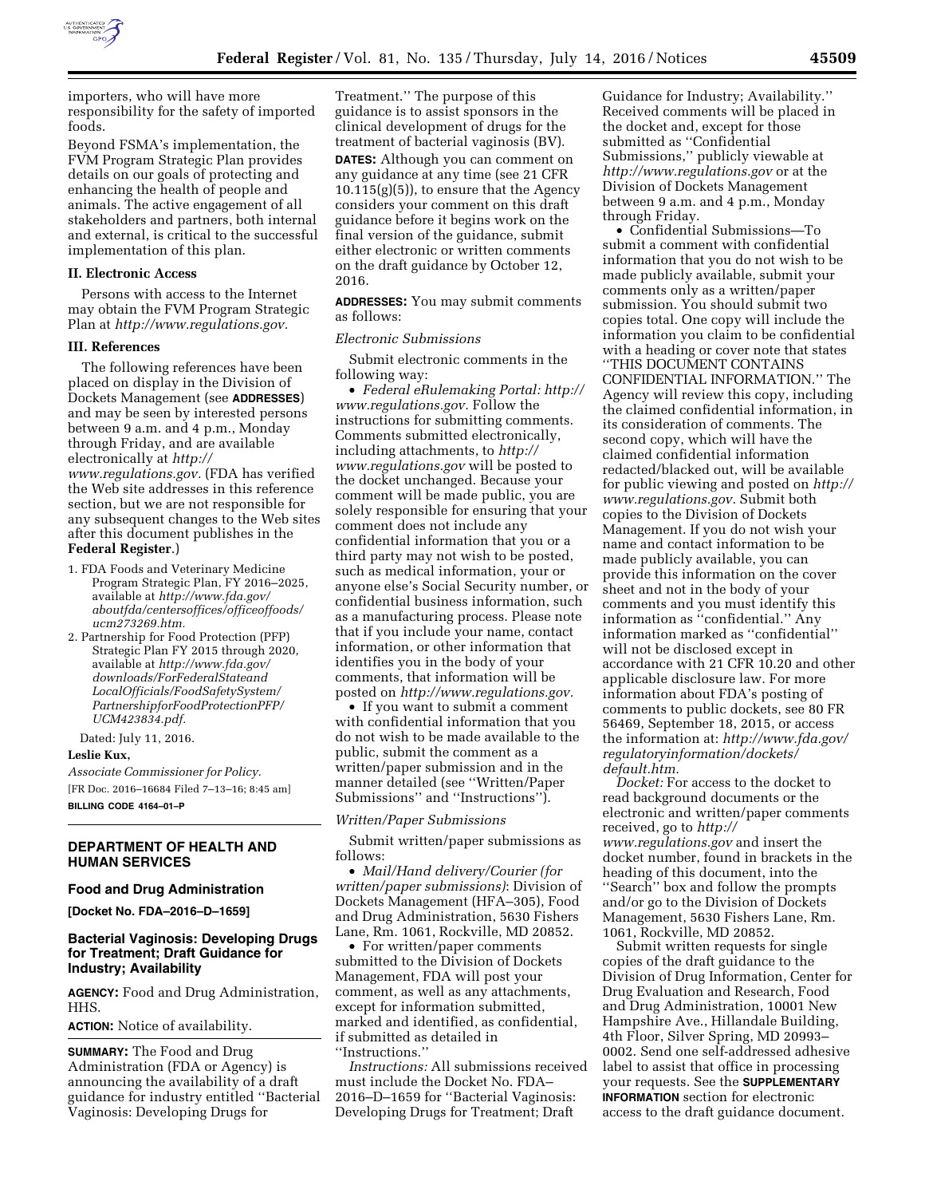importers, who will have more responsibility for the safety of imported foods.

Beyond FSMA's implementation, the FVM Program Strategic Plan provides details on our goals of protecting and enhancing the health of people and animals. The active engagement of all stakeholders and partners, both internal and external, is critical to the successful implementation of this plan.

### II. Electronic Access

Persons with access to the Internet may obtain the FVM Program Strategic Plan at *http://www.regulations.gov.*

### III. References

The following references have been placed on display in the Division of Dockets Management (see **ADDRESSES**) and may be seen by interested persons between 9 a.m. and 4 p.m., Monday through Friday, and are available electronically at *http://www.regulations.gov.* (FDA has verified the Web site addresses in this reference section, but we are not responsible for any subsequent changes to the Web sites after this document publishes in the **Federal Register**.)

1. FDA Foods and Veterinary Medicine Program Strategic Plan, FY 2016–2025, available at *http://www.fda.gov/aboutfda/centersoffices/officeoffoods/ucm273269.htm.*
2. Partnership for Food Protection (PFP) Strategic Plan FY 2015 through 2020, available at *http://www.fda.gov/downloads/ForFederalStateandLocalOfficials/FoodSafetySystem/PartnershipforFoodProtectionPFP/UCM423834.pdf.*

Dated: July 11, 2016.

**Leslie Kux,**

*Associate Commissioner for Policy.*

[FR Doc. 2016–16684 Filed 7–13–16; 8:45 am]

**BILLING CODE 4164–01–P**

## DEPARTMENT OF HEALTH AND HUMAN SERVICES

### Food and Drug Administration

**[Docket No. FDA–2016–D–1659]**

### Bacterial Vaginosis: Developing Drugs for Treatment; Draft Guidance for Industry; Availability

**AGENCY:** Food and Drug Administration, HHS.

**ACTION:** Notice of availability.

**SUMMARY:** The Food and Drug Administration (FDA or Agency) is announcing the availability of a draft guidance for industry entitled ''Bacterial Vaginosis: Developing Drugs for Treatment.'' The purpose of this guidance is to assist sponsors in the clinical development of drugs for the treatment of bacterial vaginosis (BV).

**DATES:** Although you can comment on any guidance at any time (see 21 CFR 10.115(g)(5)), to ensure that the Agency considers your comment on this draft guidance before it begins work on the final version of the guidance, submit either electronic or written comments on the draft guidance by October 12, 2016.

**ADDRESSES:** You may submit comments as follows:

*Electronic Submissions*

Submit electronic comments in the following way:

- *Federal eRulemaking Portal: http://www.regulations.gov.* Follow the instructions for submitting comments. Comments submitted electronically, including attachments, to *http://www.regulations.gov* will be posted to the docket unchanged. Because your comment will be made public, you are solely responsible for ensuring that your comment does not include any confidential information that you or a third party may not wish to be posted, such as medical information, your or anyone else's Social Security number, or confidential business information, such as a manufacturing process. Please note that if you include your name, contact information, or other information that identifies you in the body of your comments, that information will be posted on *http://www.regulations.gov.*
- If you want to submit a comment with confidential information that you do not wish to be made available to the public, submit the comment as a written/paper submission and in the manner detailed (see ''Written/Paper Submissions'' and ''Instructions'').

*Written/Paper Submissions*

Submit written/paper submissions as follows:

- *Mail/Hand delivery/Courier (for written/paper submissions)*: Division of Dockets Management (HFA–305), Food and Drug Administration, 5630 Fishers Lane, Rm. 1061, Rockville, MD 20852.
- For written/paper comments submitted to the Division of Dockets Management, FDA will post your comment, as well as any attachments, except for information submitted, marked and identified, as confidential, if submitted as detailed in ''Instructions.''

*Instructions:* All submissions received must include the Docket No. FDA–2016–D–1659 for ''Bacterial Vaginosis: Developing Drugs for Treatment; Draft Guidance for Industry; Availability.'' Received comments will be placed in the docket and, except for those submitted as ''Confidential Submissions,'' publicly viewable at *http://www.regulations.gov* or at the Division of Dockets Management between 9 a.m. and 4 p.m., Monday through Friday.

- Confidential Submissions—To submit a comment with confidential information that you do not wish to be made publicly available, submit your comments only as a written/paper submission. You should submit two copies total. One copy will include the information you claim to be confidential with a heading or cover note that states ''THIS DOCUMENT CONTAINS CONFIDENTIAL INFORMATION.'' The Agency will review this copy, including the claimed confidential information, in its consideration of comments. The second copy, which will have the claimed confidential information redacted/blacked out, will be available for public viewing and posted on *http://www.regulations.gov.* Submit both copies to the Division of Dockets Management. If you do not wish your name and contact information to be made publicly available, you can provide this information on the cover sheet and not in the body of your comments and you must identify this information as ''confidential.'' Any information marked as ''confidential'' will not be disclosed except in accordance with 21 CFR 10.20 and other applicable disclosure law. For more information about FDA's posting of comments to public dockets, see 80 FR 56469, September 18, 2015, or access the information at: *http://www.fda.gov/regulatoryinformation/dockets/default.htm.*

*Docket:* For access to the docket to read background documents or the electronic and written/paper comments received, go to *http://www.regulations.gov* and insert the docket number, found in brackets in the heading of this document, into the ''Search'' box and follow the prompts and/or go to the Division of Dockets Management, 5630 Fishers Lane, Rm. 1061, Rockville, MD 20852.

Submit written requests for single copies of the draft guidance to the Division of Drug Information, Center for Drug Evaluation and Research, Food and Drug Administration, 10001 New Hampshire Ave., Hillandale Building, 4th Floor, Silver Spring, MD 20993–0002. Send one self-addressed adhesive label to assist that office in processing your requests. See the **SUPPLEMENTARY INFORMATION** section for electronic access to the draft guidance document.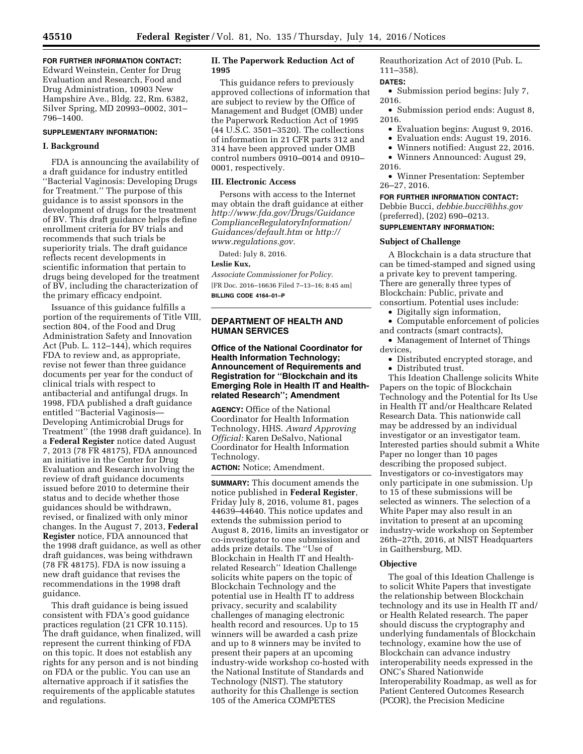**FOR FURTHER INFORMATION CONTACT:** Edward Weinstein, Center for Drug Evaluation and Research, Food and Drug Administration, 10903 New Hampshire Ave., Bldg. 22, Rm. 6382, Silver Spring, MD 20993–0002, 301–796–1400.

**SUPPLEMENTARY INFORMATION:**

## I. Background

FDA is announcing the availability of a draft guidance for industry entitled ''Bacterial Vaginosis: Developing Drugs for Treatment.'' The purpose of this guidance is to assist sponsors in the development of drugs for the treatment of BV. This draft guidance helps define enrollment criteria for BV trials and recommends that such trials be superiority trials. The draft guidance reflects recent developments in scientific information that pertain to drugs being developed for the treatment of BV, including the characterization of the primary efficacy endpoint.

Issuance of this guidance fulfills a portion of the requirements of Title VIII, section 804, of the Food and Drug Administration Safety and Innovation Act (Pub. L. 112–144), which requires FDA to review and, as appropriate, revise not fewer than three guidance documents per year for the conduct of clinical trials with respect to antibacterial and antifungal drugs. In 1998, FDA published a draft guidance entitled ''Bacterial Vaginosis—Developing Antimicrobial Drugs for Treatment'' (the 1998 draft guidance). In a **Federal Register** notice dated August 7, 2013 (78 FR 48175), FDA announced an initiative in the Center for Drug Evaluation and Research involving the review of draft guidance documents issued before 2010 to determine their status and to decide whether those guidances should be withdrawn, revised, or finalized with only minor changes. In the August 7, 2013, **Federal Register** notice, FDA announced that the 1998 draft guidance, as well as other draft guidances, was being withdrawn (78 FR 48175). FDA is now issuing a new draft guidance that revises the recommendations in the 1998 draft guidance.

This draft guidance is being issued consistent with FDA's good guidance practices regulation (21 CFR 10.115). The draft guidance, when finalized, will represent the current thinking of FDA on this topic. It does not establish any rights for any person and is not binding on FDA or the public. You can use an alternative approach if it satisfies the requirements of the applicable statutes and regulations.

## II. The Paperwork Reduction Act of 1995

This guidance refers to previously approved collections of information that are subject to review by the Office of Management and Budget (OMB) under the Paperwork Reduction Act of 1995 (44 U.S.C. 3501–3520). The collections of information in 21 CFR parts 312 and 314 have been approved under OMB control numbers 0910–0014 and 0910–0001, respectively.

## III. Electronic Access

Persons with access to the Internet may obtain the draft guidance at either *http://www.fda.gov/Drugs/GuidanceComplianceRegulatoryInformation/Guidances/default.htm* or *http://www.regulations.gov.*

Dated: July 8, 2016.

**Leslie Kux,**

*Associate Commissioner for Policy.*

[FR Doc. 2016–16636 Filed 7–13–16; 8:45 am]

**BILLING CODE 4164–01–P**

---

## DEPARTMENT OF HEALTH AND HUMAN SERVICES

### Office of the National Coordinator for Health Information Technology; Announcement of Requirements and Registration for ''Blockchain and its Emerging Role in Health IT and Health-related Research''; Amendment

**AGENCY:** Office of the National Coordinator for Health Information Technology, HHS. *Award Approving Official:* Karen DeSalvo, National Coordinator for Health Information Technology.

**ACTION:** Notice; Amendment.

**SUMMARY:** This document amends the notice published in **Federal Register**, Friday July 8, 2016, volume 81, pages 44639–44640. This notice updates and extends the submission period to August 8, 2016, limits an investigator or co-investigator to one submission and adds prize details. The ''Use of Blockchain in Health IT and Health-related Research'' Ideation Challenge solicits white papers on the topic of Blockchain Technology and the potential use in Health IT to address privacy, security and scalability challenges of managing electronic health record and resources. Up to 15 winners will be awarded a cash prize and up to 8 winners may be invited to present their papers at an upcoming industry-wide workshop co-hosted with the National Institute of Standards and Technology (NIST). The statutory authority for this Challenge is section 105 of the America COMPETES Reauthorization Act of 2010 (Pub. L. 111–358).

**DATES:**

- Submission period begins: July 7, 2016.
- Submission period ends: August 8, 2016.
- Evaluation begins: August 9, 2016.
- Evaluation ends: August 19, 2016.
- Winners notified: August 22, 2016.
- Winners Announced: August 29, 2016.
- Winner Presentation: September 26–27, 2016.

**FOR FURTHER INFORMATION CONTACT:** Debbie Bucci, *debbie.bucci@hhs.gov* (preferred), (202) 690–0213.

**SUPPLEMENTARY INFORMATION:**

### Subject of Challenge

A Blockchain is a data structure that can be timed-stamped and signed using a private key to prevent tampering. There are generally three types of Blockchain: Public, private and consortium. Potential uses include:

- Digitally sign information,
- Computable enforcement of policies and contracts (smart contracts),
- Management of Internet of Things devices,
- Distributed encrypted storage, and
- Distributed trust.

This Ideation Challenge solicits White Papers on the topic of Blockchain Technology and the Potential for Its Use in Health IT and/or Healthcare Related Research Data. This nationwide call may be addressed by an individual investigator or an investigator team. Interested parties should submit a White Paper no longer than 10 pages describing the proposed subject. Investigators or co-investigators may only participate in one submission. Up to 15 of these submissions will be selected as winners. The selection of a White Paper may also result in an invitation to present at an upcoming industry-wide workshop on September 26th–27th, 2016, at NIST Headquarters in Gaithersburg, MD.

### Objective

The goal of this Ideation Challenge is to solicit White Papers that investigate the relationship between Blockchain technology and its use in Health IT and/or Health Related research. The paper should discuss the cryptography and underlying fundamentals of Blockchain technology, examine how the use of Blockchain can advance industry interoperability needs expressed in the ONC's Shared Nationwide Interoperability Roadmap, as well as for Patient Centered Outcomes Research (PCOR), the Precision Medicine